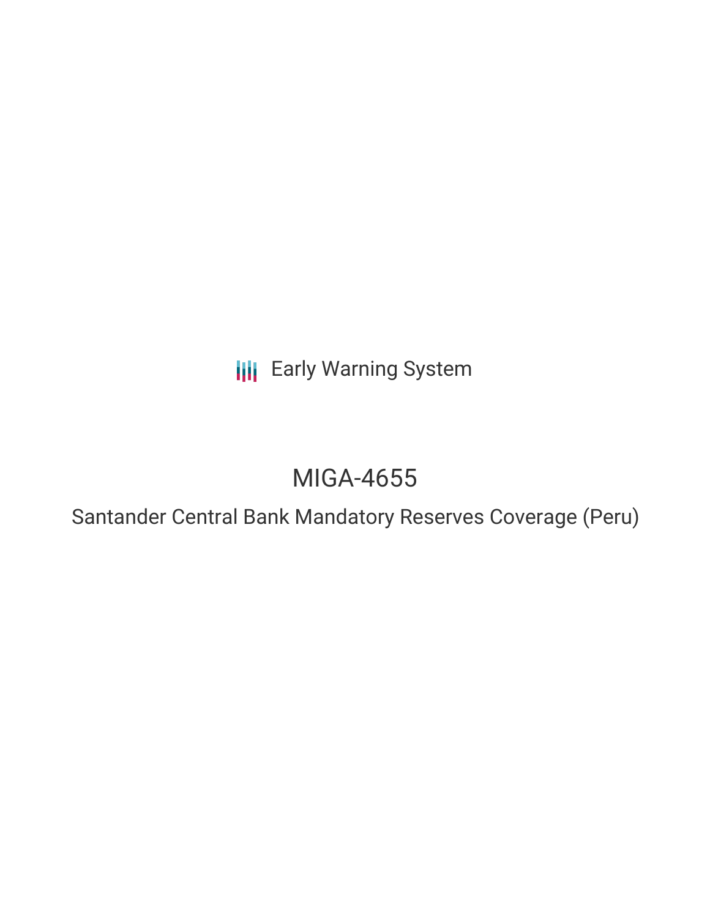Early Warning System

# MIGA-4655

## Santander Central Bank Mandatory Reserves Coverage (Peru)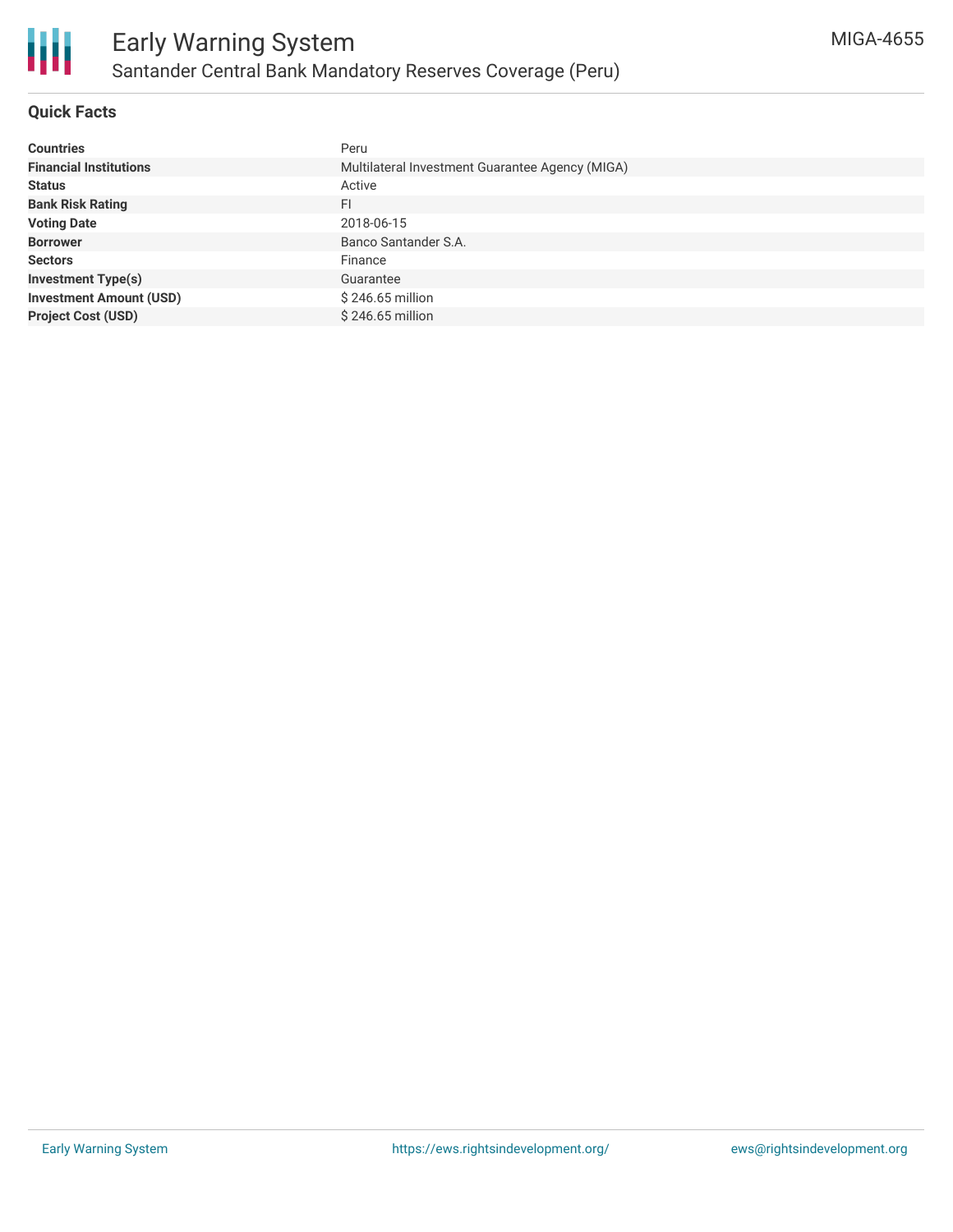# Early Warning System

## Santander Central Bank Mandatory Reserves Coverage (Peru)

MIGA-4655

### Quick Facts

| | |
|---|---|
| **Countries** | Peru |
| **Financial Institutions** | Multilateral Investment Guarantee Agency (MIGA) |
| **Status** | Active |
| **Bank Risk Rating** | FI |
| **Voting Date** | 2018-06-15 |
| **Borrower** | Banco Santander S.A. |
| **Sectors** | Finance |
| **Investment Type(s)** | Guarantee |
| **Investment Amount (USD)** | $ 246.65 million |
| **Project Cost (USD)** | $ 246.65 million |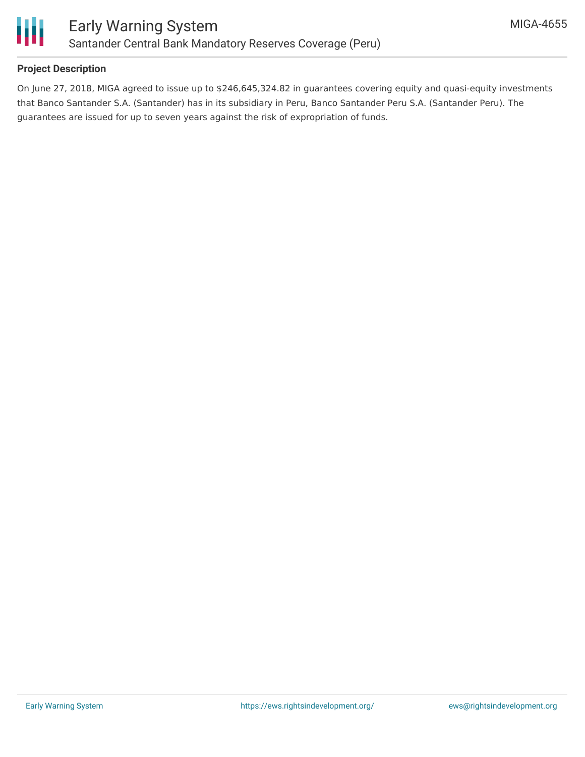## Project Description

On June 27, 2018, MIGA agreed to issue up to $246,645,324.82 in guarantees covering equity and quasi-equity investments that Banco Santander S.A. (Santander) has in its subsidiary in Peru, Banco Santander Peru S.A. (Santander Peru). The guarantees are issued for up to seven years against the risk of expropriation of funds.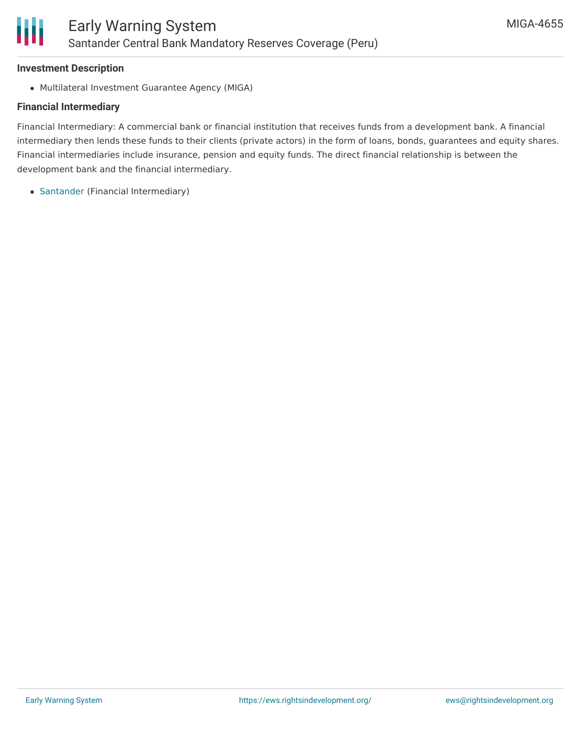### Investment Description

- Multilateral Investment Guarantee Agency (MIGA)

### Financial Intermediary

Financial Intermediary: A commercial bank or financial institution that receives funds from a development bank. A financial intermediary then lends these funds to their clients (private actors) in the form of loans, bonds, guarantees and equity shares. Financial intermediaries include insurance, pension and equity funds. The direct financial relationship is between the development bank and the financial intermediary.

- Santander (Financial Intermediary)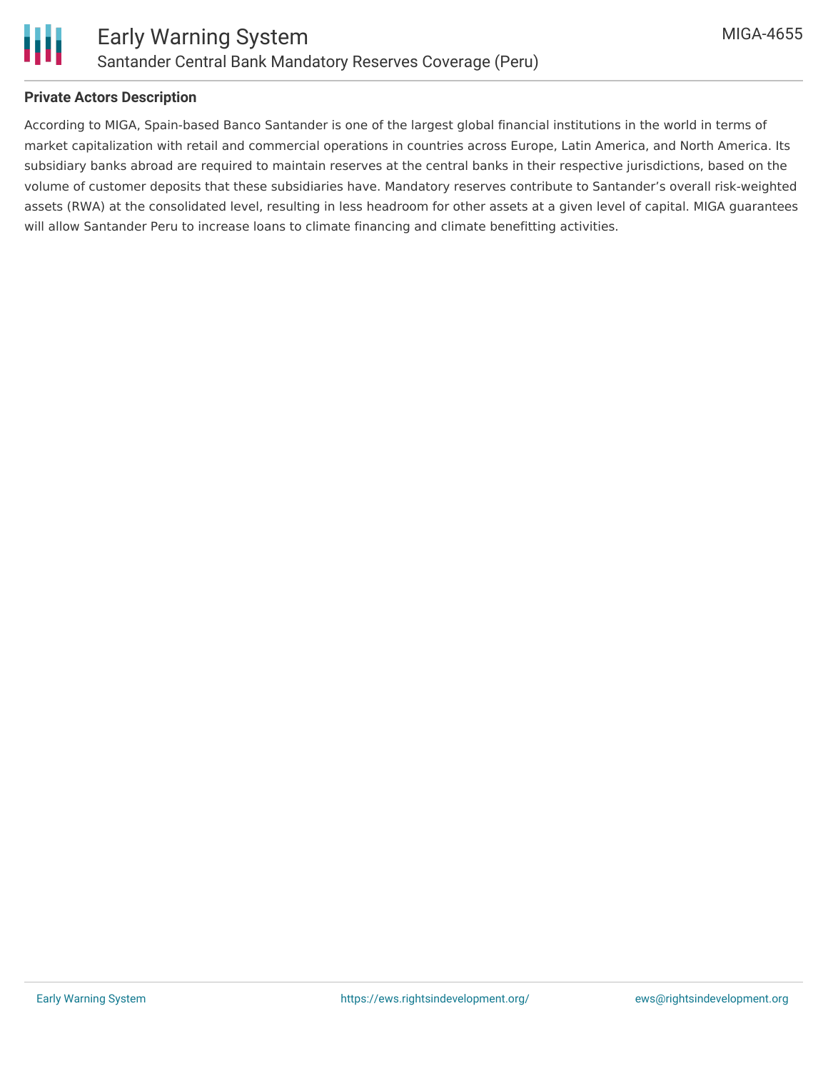**Private Actors Description**

According to MIGA, Spain-based Banco Santander is one of the largest global financial institutions in the world in terms of market capitalization with retail and commercial operations in countries across Europe, Latin America, and North America. Its subsidiary banks abroad are required to maintain reserves at the central banks in their respective jurisdictions, based on the volume of customer deposits that these subsidiaries have. Mandatory reserves contribute to Santander's overall risk-weighted assets (RWA) at the consolidated level, resulting in less headroom for other assets at a given level of capital. MIGA guarantees will allow Santander Peru to increase loans to climate financing and climate benefitting activities.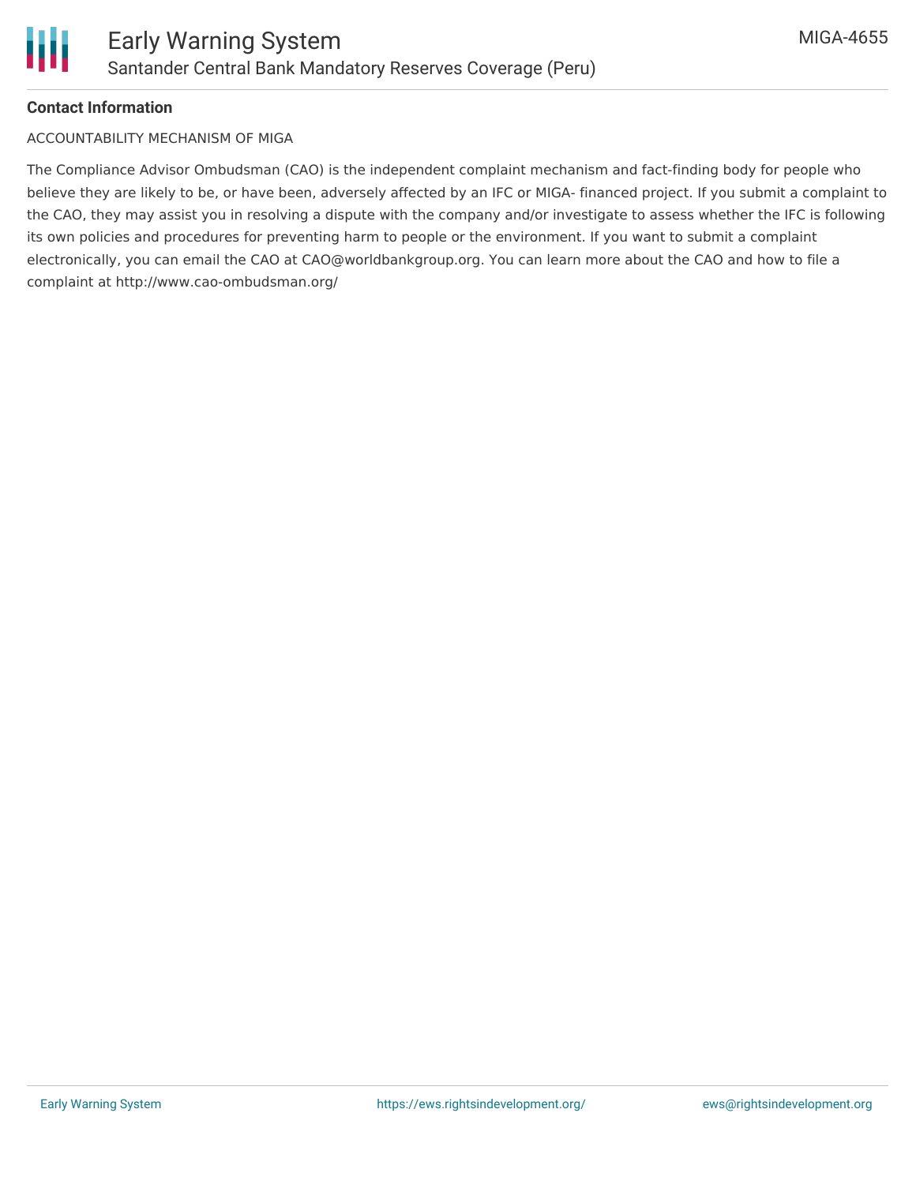**Contact Information**

ACCOUNTABILITY MECHANISM OF MIGA

The Compliance Advisor Ombudsman (CAO) is the independent complaint mechanism and fact-finding body for people who believe they are likely to be, or have been, adversely affected by an IFC or MIGA- financed project. If you submit a complaint to the CAO, they may assist you in resolving a dispute with the company and/or investigate to assess whether the IFC is following its own policies and procedures for preventing harm to people or the environment. If you want to submit a complaint electronically, you can email the CAO at CAO@worldbankgroup.org. You can learn more about the CAO and how to file a complaint at http://www.cao-ombudsman.org/